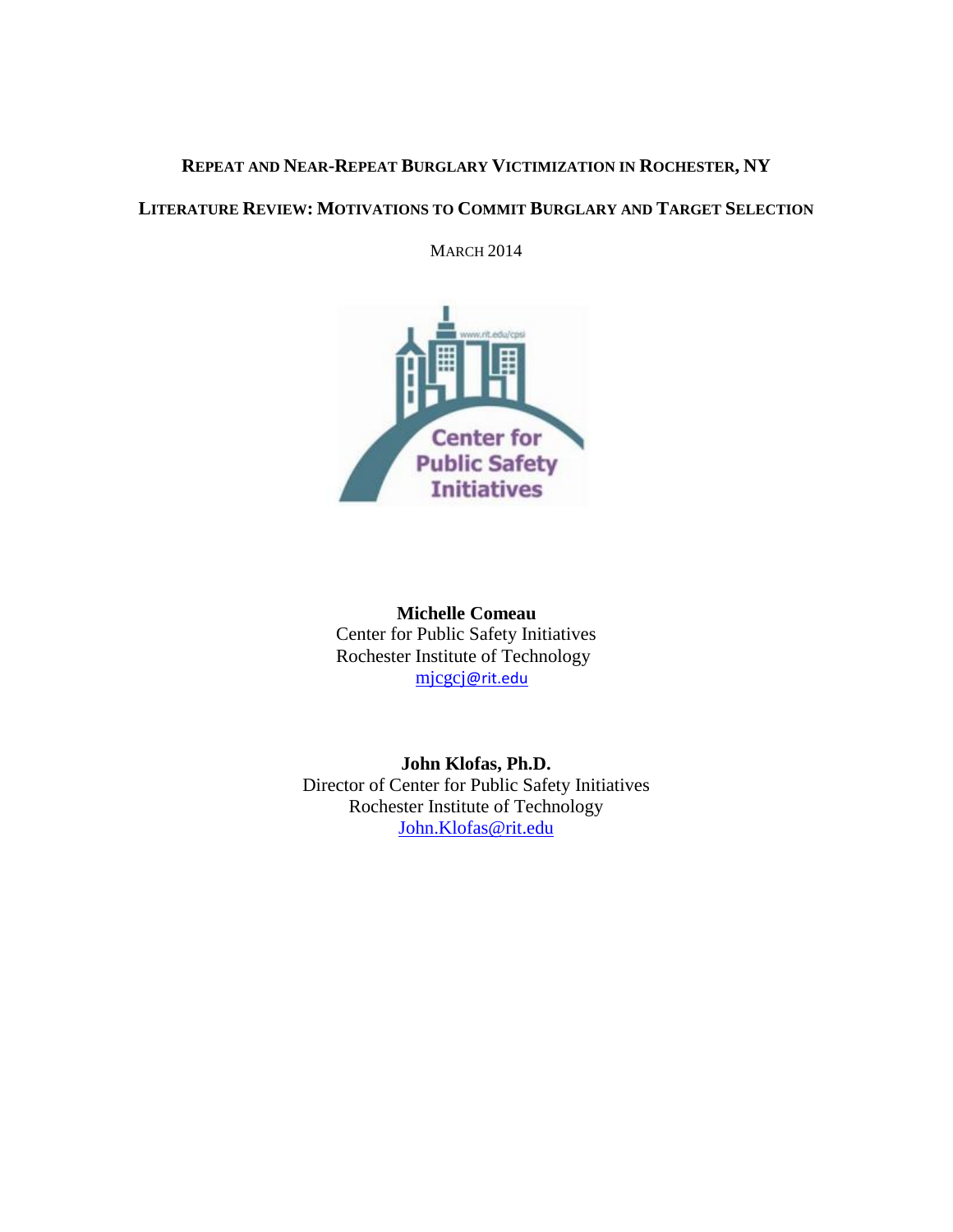# REPEAT AND NEAR-REPEAT BURGLARY VICTIMIZATION IN ROCHESTER, NY

## LITERATURE REVIEW: MOTIVATIONS TO COMMIT BURGLARY AND TARGET SELECTION

MARCH 2014

**Michelle Comeau**
Center for Public Safety Initiatives
Rochester Institute of Technology
mjcgcj@rit.edu

**John Klofas, Ph.D.**
Director of Center for Public Safety Initiatives
Rochester Institute of Technology
John.Klofas@rit.edu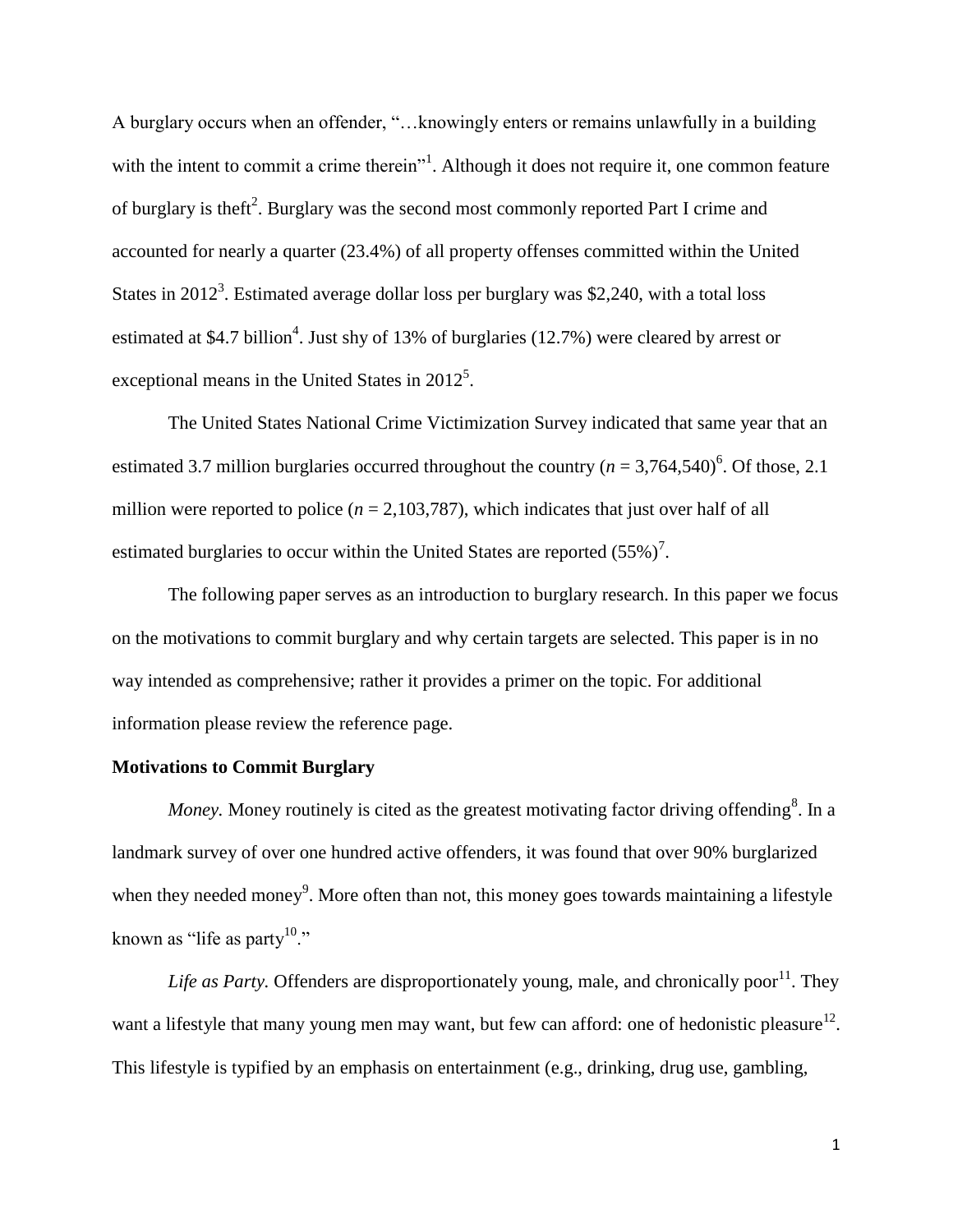A burglary occurs when an offender, "…knowingly enters or remains unlawfully in a building with the intent to commit a crime therein"[1]. Although it does not require it, one common feature of burglary is theft[2]. Burglary was the second most commonly reported Part I crime and accounted for nearly a quarter (23.4%) of all property offenses committed within the United States in 2012[3]. Estimated average dollar loss per burglary was $2,240, with a total loss estimated at $4.7 billion[4]. Just shy of 13% of burglaries (12.7%) were cleared by arrest or exceptional means in the United States in 2012[5].

The United States National Crime Victimization Survey indicated that same year that an estimated 3.7 million burglaries occurred throughout the country ($n$ = 3,764,540)[6]. Of those, 2.1 million were reported to police ($n$ = 2,103,787), which indicates that just over half of all estimated burglaries to occur within the United States are reported (55%)[7].

The following paper serves as an introduction to burglary research. In this paper we focus on the motivations to commit burglary and why certain targets are selected. This paper is in no way intended as comprehensive; rather it provides a primer on the topic. For additional information please review the reference page.

**Motivations to Commit Burglary**

*Money.* Money routinely is cited as the greatest motivating factor driving offending[8]. In a landmark survey of over one hundred active offenders, it was found that over 90% burglarized when they needed money[9]. More often than not, this money goes towards maintaining a lifestyle known as "life as party[10]."

*Life as Party.* Offenders are disproportionately young, male, and chronically poor[11]. They want a lifestyle that many young men may want, but few can afford: one of hedonistic pleasure[12]. This lifestyle is typified by an emphasis on entertainment (e.g., drinking, drug use, gambling,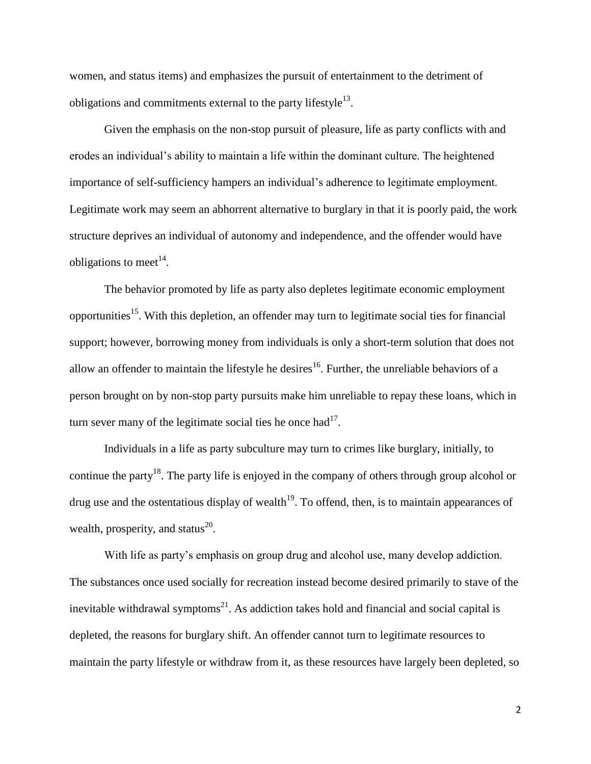women, and status items) and emphasizes the pursuit of entertainment to the detriment of obligations and commitments external to the party lifestyle[13].

Given the emphasis on the non-stop pursuit of pleasure, life as party conflicts with and erodes an individual's ability to maintain a life within the dominant culture. The heightened importance of self-sufficiency hampers an individual's adherence to legitimate employment. Legitimate work may seem an abhorrent alternative to burglary in that it is poorly paid, the work structure deprives an individual of autonomy and independence, and the offender would have obligations to meet[14].

The behavior promoted by life as party also depletes legitimate economic employment opportunities[15]. With this depletion, an offender may turn to legitimate social ties for financial support; however, borrowing money from individuals is only a short-term solution that does not allow an offender to maintain the lifestyle he desires[16]. Further, the unreliable behaviors of a person brought on by non-stop party pursuits make him unreliable to repay these loans, which in turn sever many of the legitimate social ties he once had[17].

Individuals in a life as party subculture may turn to crimes like burglary, initially, to continue the party[18]. The party life is enjoyed in the company of others through group alcohol or drug use and the ostentatious display of wealth[19]. To offend, then, is to maintain appearances of wealth, prosperity, and status[20].

With life as party's emphasis on group drug and alcohol use, many develop addiction. The substances once used socially for recreation instead become desired primarily to stave of the inevitable withdrawal symptoms[21]. As addiction takes hold and financial and social capital is depleted, the reasons for burglary shift. An offender cannot turn to legitimate resources to maintain the party lifestyle or withdraw from it, as these resources have largely been depleted, so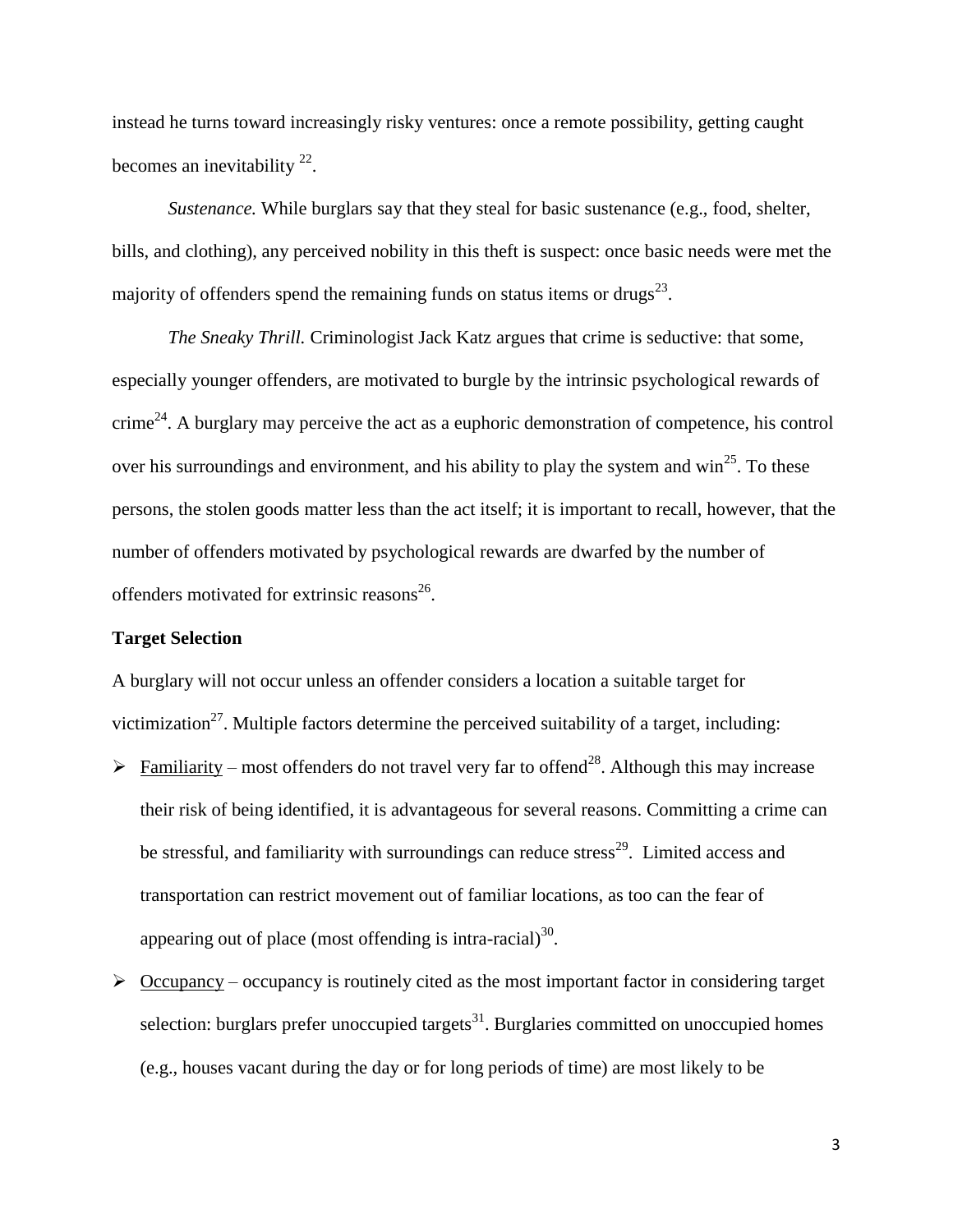instead he turns toward increasingly risky ventures: once a remote possibility, getting caught becomes an inevitability [22].

*Sustenance.* While burglars say that they steal for basic sustenance (e.g., food, shelter, bills, and clothing), any perceived nobility in this theft is suspect: once basic needs were met the majority of offenders spend the remaining funds on status items or drugs[23].

*The Sneaky Thrill.* Criminologist Jack Katz argues that crime is seductive: that some, especially younger offenders, are motivated to burgle by the intrinsic psychological rewards of crime[24]. A burglary may perceive the act as a euphoric demonstration of competence, his control over his surroundings and environment, and his ability to play the system and win[25]. To these persons, the stolen goods matter less than the act itself; it is important to recall, however, that the number of offenders motivated by psychological rewards are dwarfed by the number of offenders motivated for extrinsic reasons[26].

**Target Selection**

A burglary will not occur unless an offender considers a location a suitable target for victimization[27]. Multiple factors determine the perceived suitability of a target, including:

- Familiarity – most offenders do not travel very far to offend[28]. Although this may increase their risk of being identified, it is advantageous for several reasons. Committing a crime can be stressful, and familiarity with surroundings can reduce stress[29]. Limited access and transportation can restrict movement out of familiar locations, as too can the fear of appearing out of place (most offending is intra-racial)[30].
- Occupancy – occupancy is routinely cited as the most important factor in considering target selection: burglars prefer unoccupied targets[31]. Burglaries committed on unoccupied homes (e.g., houses vacant during the day or for long periods of time) are most likely to be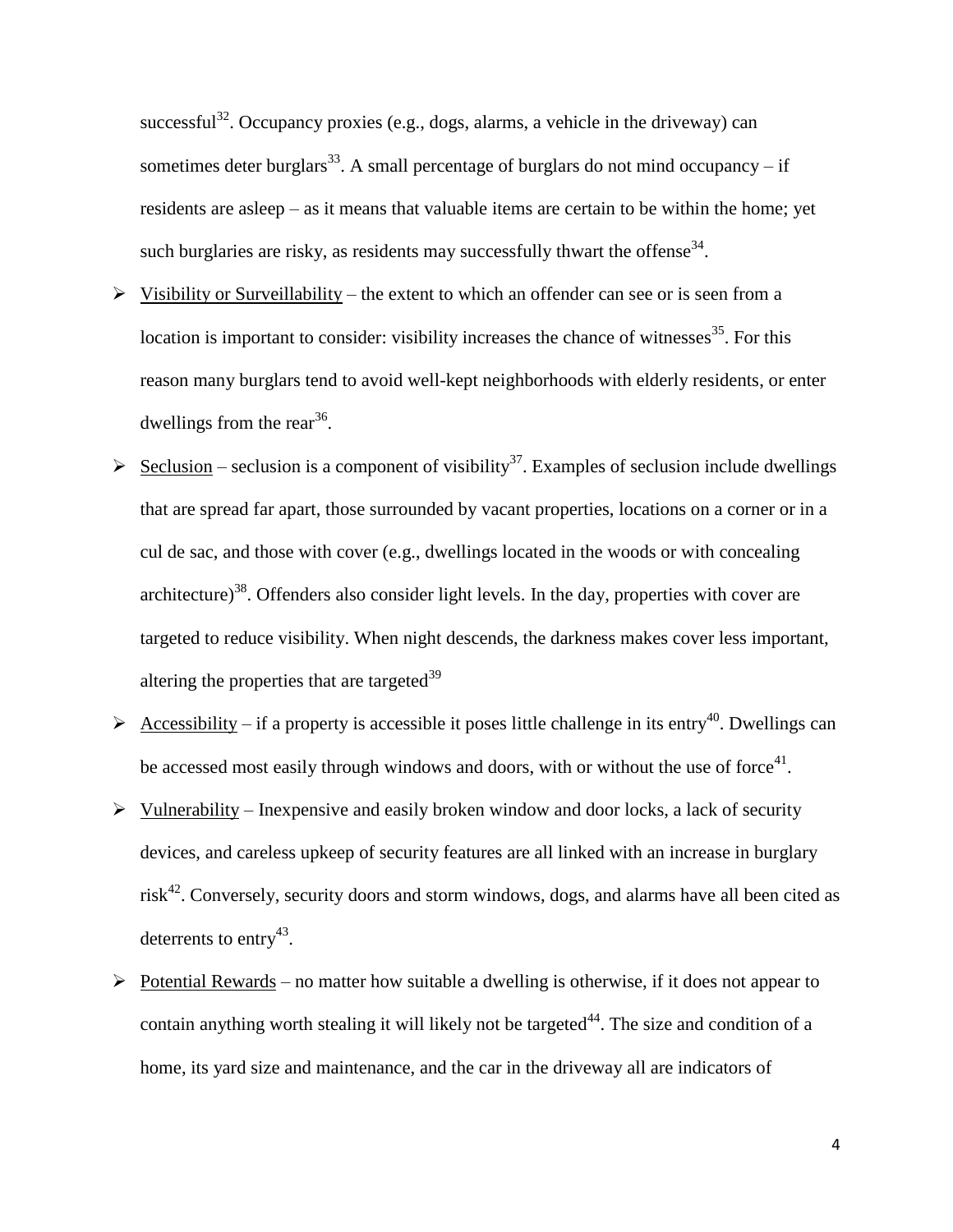successful[32]. Occupancy proxies (e.g., dogs, alarms, a vehicle in the driveway) can sometimes deter burglars[33]. A small percentage of burglars do not mind occupancy – if residents are asleep – as it means that valuable items are certain to be within the home; yet such burglaries are risky, as residents may successfully thwart the offense[34].

- Visibility or Surveillability – the extent to which an offender can see or is seen from a location is important to consider: visibility increases the chance of witnesses[35]. For this reason many burglars tend to avoid well-kept neighborhoods with elderly residents, or enter dwellings from the rear[36].
- Seclusion – seclusion is a component of visibility[37]. Examples of seclusion include dwellings that are spread far apart, those surrounded by vacant properties, locations on a corner or in a cul de sac, and those with cover (e.g., dwellings located in the woods or with concealing architecture)[38]. Offenders also consider light levels. In the day, properties with cover are targeted to reduce visibility. When night descends, the darkness makes cover less important, altering the properties that are targeted[39]
- Accessibility – if a property is accessible it poses little challenge in its entry[40]. Dwellings can be accessed most easily through windows and doors, with or without the use of force[41].
- Vulnerability – Inexpensive and easily broken window and door locks, a lack of security devices, and careless upkeep of security features are all linked with an increase in burglary risk[42]. Conversely, security doors and storm windows, dogs, and alarms have all been cited as deterrents to entry[43].
- Potential Rewards – no matter how suitable a dwelling is otherwise, if it does not appear to contain anything worth stealing it will likely not be targeted[44]. The size and condition of a home, its yard size and maintenance, and the car in the driveway all are indicators of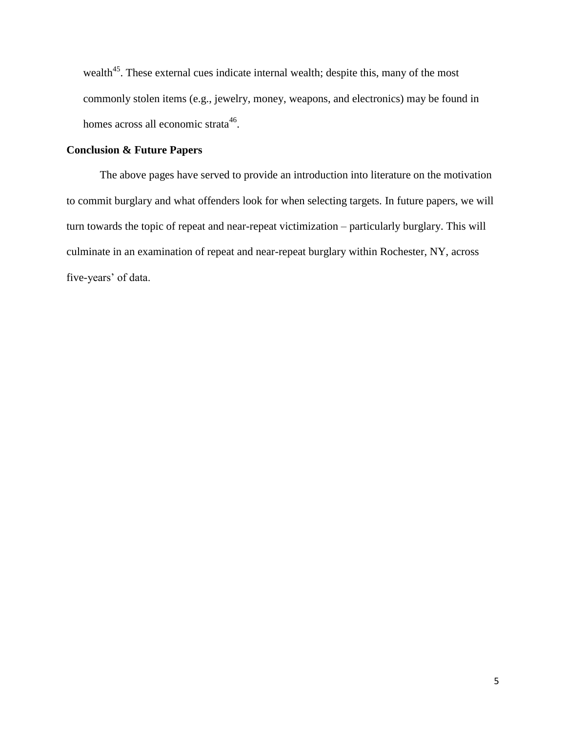wealth[45]. These external cues indicate internal wealth; despite this, many of the most commonly stolen items (e.g., jewelry, money, weapons, and electronics) may be found in homes across all economic strata[46].

## Conclusion & Future Papers

The above pages have served to provide an introduction into literature on the motivation to commit burglary and what offenders look for when selecting targets. In future papers, we will turn towards the topic of repeat and near-repeat victimization – particularly burglary. This will culminate in an examination of repeat and near-repeat burglary within Rochester, NY, across five-years' of data.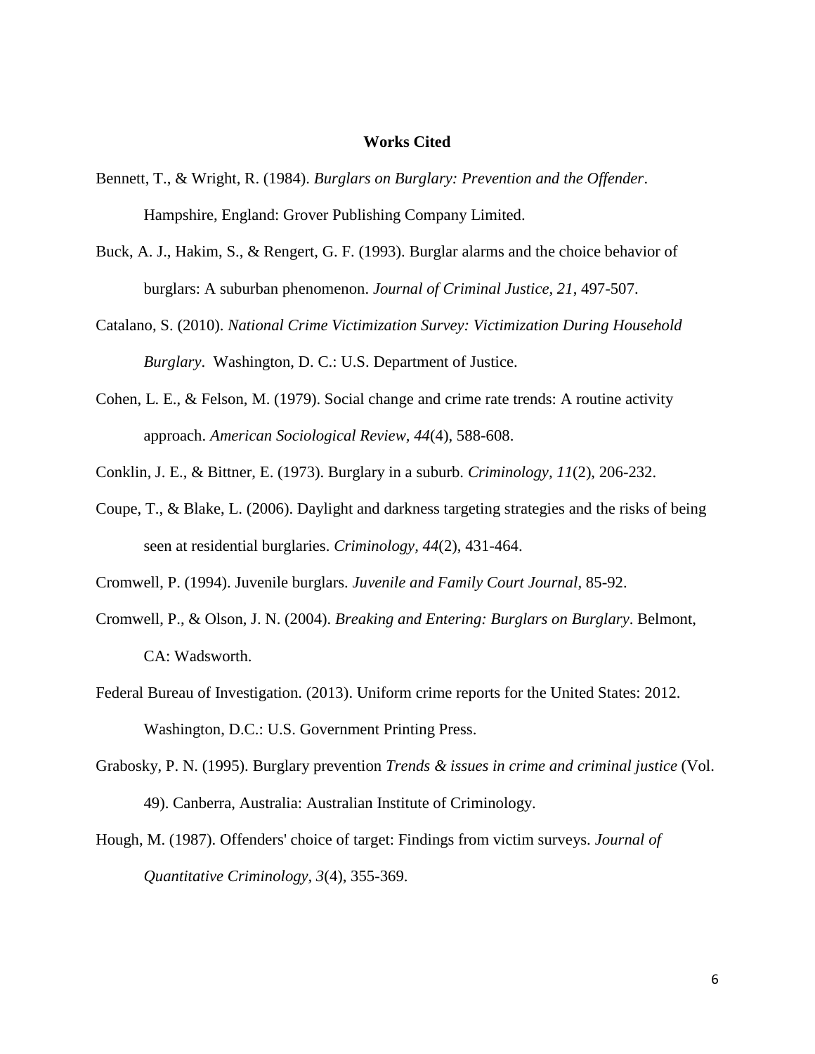## Works Cited

Bennett, T., & Wright, R. (1984). *Burglars on Burglary: Prevention and the Offender*. Hampshire, England: Grover Publishing Company Limited.

Buck, A. J., Hakim, S., & Rengert, G. F. (1993). Burglar alarms and the choice behavior of burglars: A suburban phenomenon. *Journal of Criminal Justice, 21*, 497-507.

Catalano, S. (2010). *National Crime Victimization Survey: Victimization During Household Burglary*. Washington, D. C.: U.S. Department of Justice.

Cohen, L. E., & Felson, M. (1979). Social change and crime rate trends: A routine activity approach. *American Sociological Review, 44*(4), 588-608.

Conklin, J. E., & Bittner, E. (1973). Burglary in a suburb. *Criminology, 11*(2), 206-232.

Coupe, T., & Blake, L. (2006). Daylight and darkness targeting strategies and the risks of being seen at residential burglaries. *Criminology, 44*(2), 431-464.

Cromwell, P. (1994). Juvenile burglars. *Juvenile and Family Court Journal*, 85-92.

Cromwell, P., & Olson, J. N. (2004). *Breaking and Entering: Burglars on Burglary*. Belmont, CA: Wadsworth.

Federal Bureau of Investigation. (2013). Uniform crime reports for the United States: 2012. Washington, D.C.: U.S. Government Printing Press.

Grabosky, P. N. (1995). Burglary prevention *Trends & issues in crime and criminal justice* (Vol. 49). Canberra, Australia: Australian Institute of Criminology.

Hough, M. (1987). Offenders' choice of target: Findings from victim surveys. *Journal of Quantitative Criminology, 3*(4), 355-369.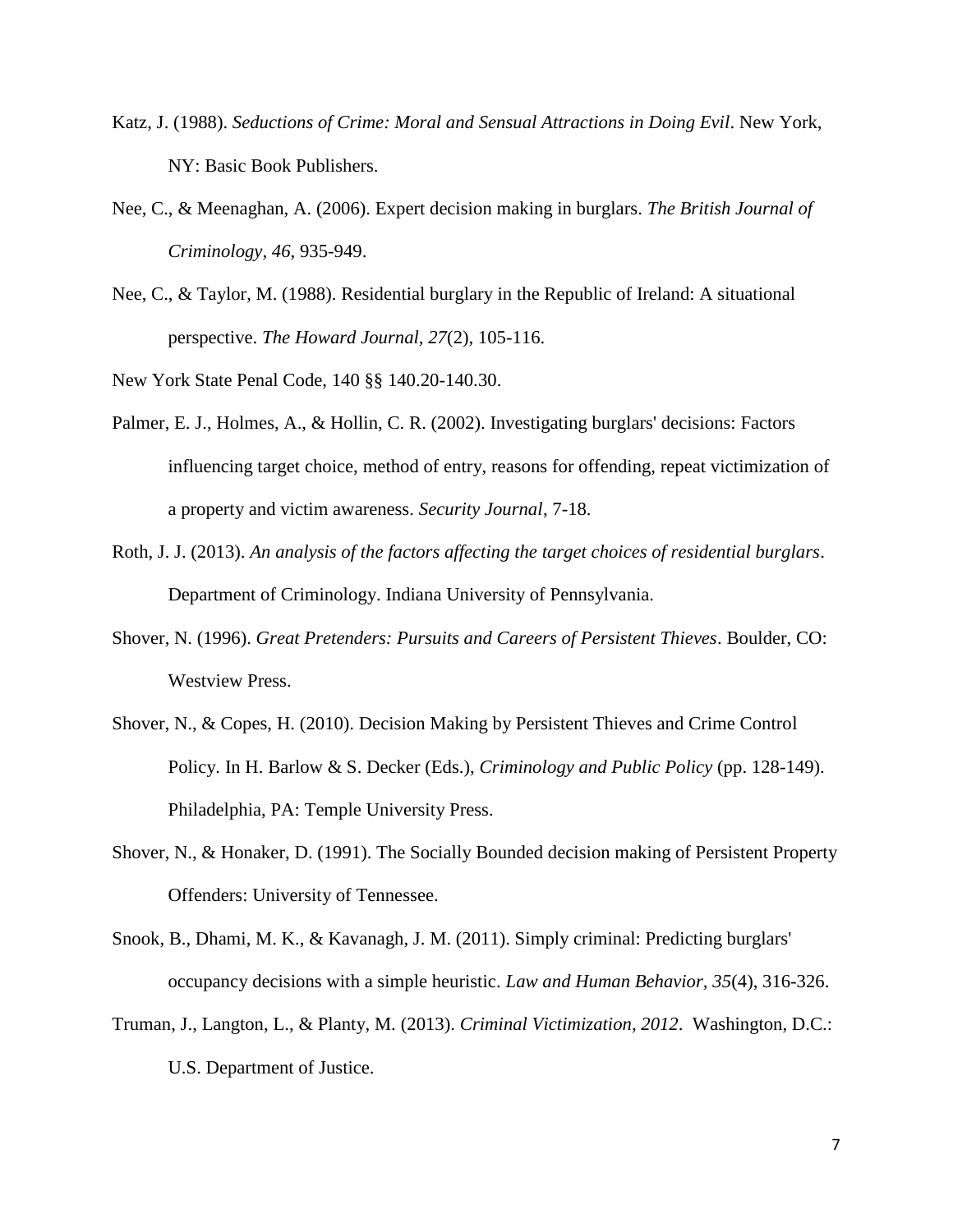Katz, J. (1988). *Seductions of Crime: Moral and Sensual Attractions in Doing Evil*. New York, NY: Basic Book Publishers.

Nee, C., & Meenaghan, A. (2006). Expert decision making in burglars. *The British Journal of Criminology, 46*, 935-949.

Nee, C., & Taylor, M. (1988). Residential burglary in the Republic of Ireland: A situational perspective. *The Howard Journal, 27*(2), 105-116.

New York State Penal Code, 140 §§ 140.20-140.30.

Palmer, E. J., Holmes, A., & Hollin, C. R. (2002). Investigating burglars' decisions: Factors influencing target choice, method of entry, reasons for offending, repeat victimization of a property and victim awareness. *Security Journal*, 7-18.

Roth, J. J. (2013). *An analysis of the factors affecting the target choices of residential burglars*. Department of Criminology. Indiana University of Pennsylvania.

Shover, N. (1996). *Great Pretenders: Pursuits and Careers of Persistent Thieves*. Boulder, CO: Westview Press.

Shover, N., & Copes, H. (2010). Decision Making by Persistent Thieves and Crime Control Policy. In H. Barlow & S. Decker (Eds.), *Criminology and Public Policy* (pp. 128-149). Philadelphia, PA: Temple University Press.

Shover, N., & Honaker, D. (1991). The Socially Bounded decision making of Persistent Property Offenders: University of Tennessee.

Snook, B., Dhami, M. K., & Kavanagh, J. M. (2011). Simply criminal: Predicting burglars' occupancy decisions with a simple heuristic. *Law and Human Behavior, 35*(4), 316-326.

Truman, J., Langton, L., & Planty, M. (2013). *Criminal Victimization, 2012*. Washington, D.C.: U.S. Department of Justice.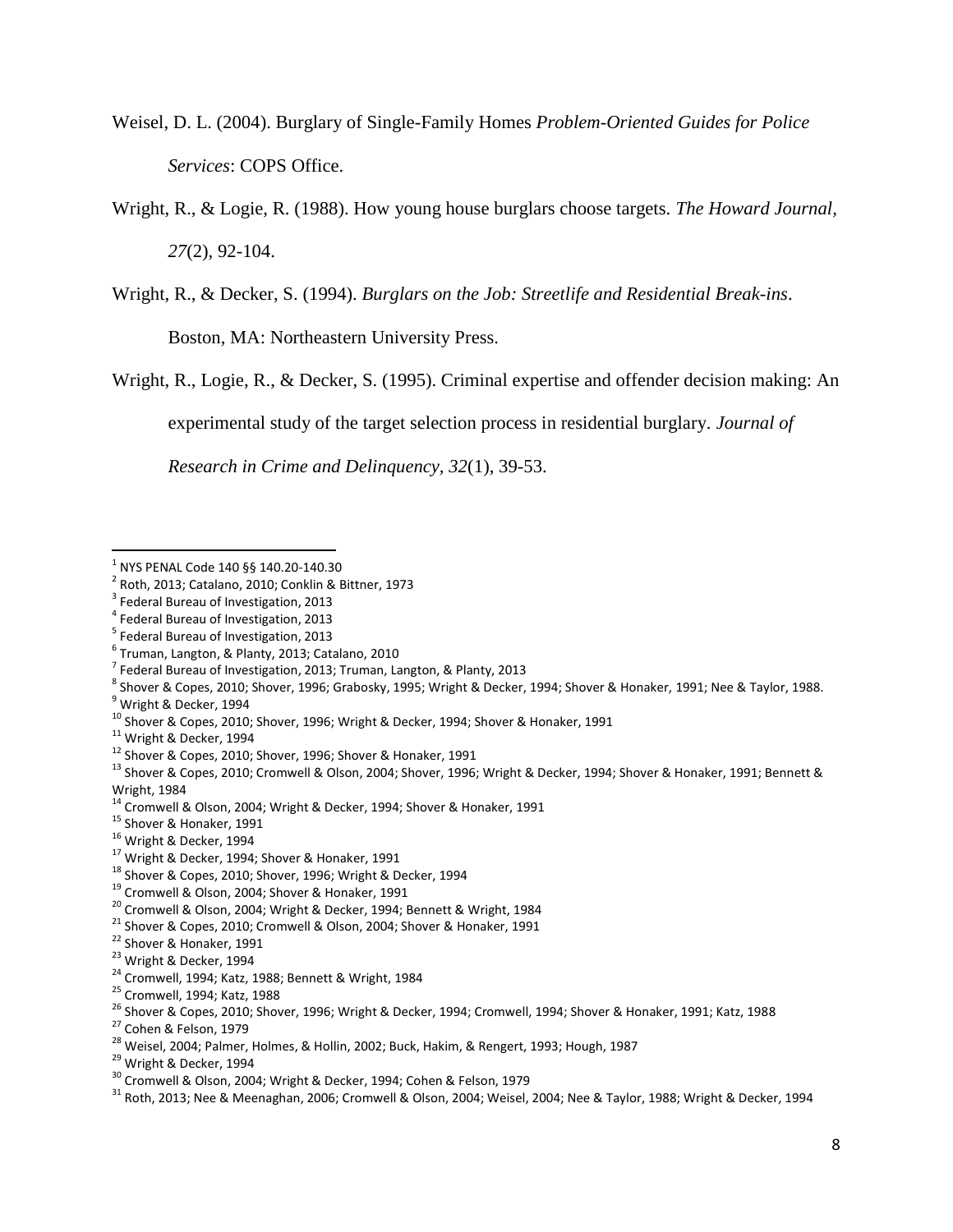Weisel, D. L. (2004). Burglary of Single-Family Homes *Problem-Oriented Guides for Police Services*: COPS Office.

Wright, R., & Logie, R. (1988). How young house burglars choose targets. *The Howard Journal, 27*(2), 92-104.

Wright, R., & Decker, S. (1994). *Burglars on the Job: Streetlife and Residential Break-ins*. Boston, MA: Northeastern University Press.

Wright, R., Logie, R., & Decker, S. (1995). Criminal expertise and offender decision making: An experimental study of the target selection process in residential burglary. *Journal of Research in Crime and Delinquency, 32*(1), 39-53.

---

[1] NYS PENAL Code 140 §§ 140.20-140.30

[2] Roth, 2013; Catalano, 2010; Conklin & Bittner, 1973

[3] Federal Bureau of Investigation, 2013

[4] Federal Bureau of Investigation, 2013

[5] Federal Bureau of Investigation, 2013

[6] Truman, Langton, & Planty, 2013; Catalano, 2010

[7] Federal Bureau of Investigation, 2013; Truman, Langton, & Planty, 2013

[8] Shover & Copes, 2010; Shover, 1996; Grabosky, 1995; Wright & Decker, 1994; Shover & Honaker, 1991; Nee & Taylor, 1988.

[9] Wright & Decker, 1994

[10] Shover & Copes, 2010; Shover, 1996; Wright & Decker, 1994; Shover & Honaker, 1991

[11] Wright & Decker, 1994

[12] Shover & Copes, 2010; Shover, 1996; Shover & Honaker, 1991

[13] Shover & Copes, 2010; Cromwell & Olson, 2004; Shover, 1996; Wright & Decker, 1994; Shover & Honaker, 1991; Bennett & Wright, 1984

[14] Cromwell & Olson, 2004; Wright & Decker, 1994; Shover & Honaker, 1991

[15] Shover & Honaker, 1991

[16] Wright & Decker, 1994

[17] Wright & Decker, 1994; Shover & Honaker, 1991

[18] Shover & Copes, 2010; Shover, 1996; Wright & Decker, 1994

[19] Cromwell & Olson, 2004; Shover & Honaker, 1991

[20] Cromwell & Olson, 2004; Wright & Decker, 1994; Bennett & Wright, 1984

[21] Shover & Copes, 2010; Cromwell & Olson, 2004; Shover & Honaker, 1991

[22] Shover & Honaker, 1991

[23] Wright & Decker, 1994

[24] Cromwell, 1994; Katz, 1988; Bennett & Wright, 1984

[25] Cromwell, 1994; Katz, 1988

[26] Shover & Copes, 2010; Shover, 1996; Wright & Decker, 1994; Cromwell, 1994; Shover & Honaker, 1991; Katz, 1988

[27] Cohen & Felson, 1979

[28] Weisel, 2004; Palmer, Holmes, & Hollin, 2002; Buck, Hakim, & Rengert, 1993; Hough, 1987

[29] Wright & Decker, 1994

[30] Cromwell & Olson, 2004; Wright & Decker, 1994; Cohen & Felson, 1979

[31] Roth, 2013; Nee & Meenaghan, 2006; Cromwell & Olson, 2004; Weisel, 2004; Nee & Taylor, 1988; Wright & Decker, 1994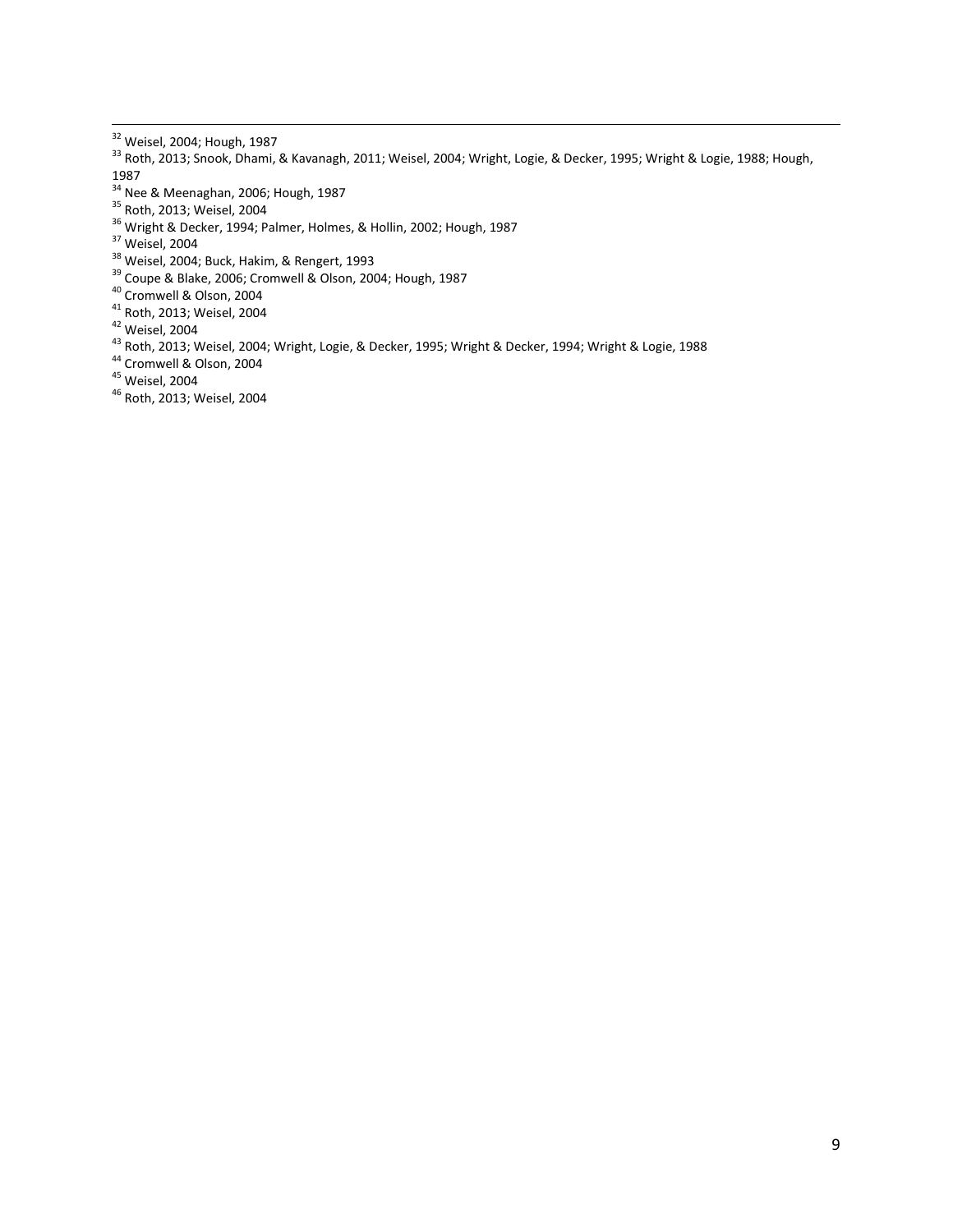[32] Weisel, 2004; Hough, 1987

[33] Roth, 2013; Snook, Dhami, & Kavanagh, 2011; Weisel, 2004; Wright, Logie, & Decker, 1995; Wright & Logie, 1988; Hough, 1987

[34] Nee & Meenaghan, 2006; Hough, 1987

[35] Roth, 2013; Weisel, 2004

[36] Wright & Decker, 1994; Palmer, Holmes, & Hollin, 2002; Hough, 1987

[37] Weisel, 2004

[38] Weisel, 2004; Buck, Hakim, & Rengert, 1993

[39] Coupe & Blake, 2006; Cromwell & Olson, 2004; Hough, 1987

[40] Cromwell & Olson, 2004

[41] Roth, 2013; Weisel, 2004

[42] Weisel, 2004

[43] Roth, 2013; Weisel, 2004; Wright, Logie, & Decker, 1995; Wright & Decker, 1994; Wright & Logie, 1988

[44] Cromwell & Olson, 2004

[45] Weisel, 2004

[46] Roth, 2013; Weisel, 2004